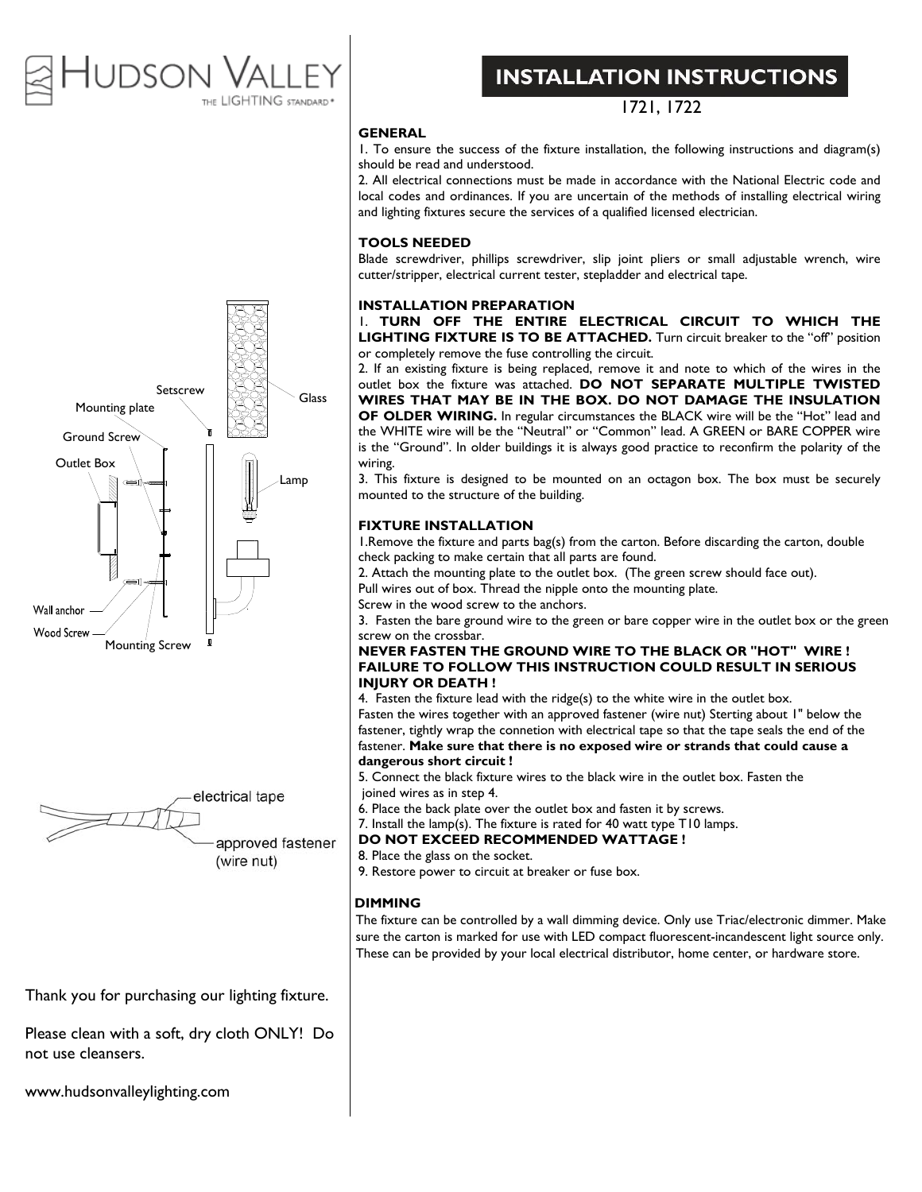# HUDSON VALLEY

THE LIGHTING STANDARD®

## INSTALLATION INSTRUCTIONS

1721, 1722

### GENERAL

1. To ensure the success of the fixture installation, the following instructions and diagram(s) should be read and understood.
2. All electrical connections must be made in accordance with the National Electric code and local codes and ordinances. If you are uncertain of the methods of installing electrical wiring and lighting fixtures secure the services of a qualified licensed electrician.

### TOOLS NEEDED

Blade screwdriver, phillips screwdriver, slip joint pliers or small adjustable wrench, wire cutter/stripper, electrical current tester, stepladder and electrical tape.

### INSTALLATION PREPARATION

1. **TURN OFF THE ENTIRE ELECTRICAL CIRCUIT TO WHICH THE LIGHTING FIXTURE IS TO BE ATTACHED.** Turn circuit breaker to the "off" position or completely remove the fuse controlling the circuit.
2. If an existing fixture is being replaced, remove it and note to which of the wires in the outlet box the fixture was attached. **DO NOT SEPARATE MULTIPLE TWISTED WIRES THAT MAY BE IN THE BOX. DO NOT DAMAGE THE INSULATION OF OLDER WIRING.** In regular circumstances the BLACK wire will be the "Hot" lead and the WHITE wire will be the "Neutral" or "Common" lead. A GREEN or BARE COPPER wire is the "Ground". In older buildings it is always good practice to reconfirm the polarity of the wiring.
3. This fixture is designed to be mounted on an octagon box. The box must be securely mounted to the structure of the building.

### FIXTURE INSTALLATION

1. Remove the fixture and parts bag(s) from the carton. Before discarding the carton, double check packing to make certain that all parts are found.
2. Attach the mounting plate to the outlet box. (The green screw should face out). Pull wires out of box. Thread the nipple onto the mounting plate. Screw in the wood screw to the anchors.
3. Fasten the bare ground wire to the green or bare copper wire in the outlet box or the green screw on the crossbar.

**NEVER FASTEN THE GROUND WIRE TO THE BLACK OR "HOT" WIRE ! FAILURE TO FOLLOW THIS INSTRUCTION COULD RESULT IN SERIOUS INJURY OR DEATH !**

4. Fasten the fixture lead with the ridge(s) to the white wire in the outlet box. Fasten the wires together with an approved fastener (wire nut) Sterting about 1" below the fastener, tightly wrap the connetion with electrical tape so that the tape seals the end of the fastener. **Make sure that there is no exposed wire or strands that could cause a dangerous short circuit !**
5. Connect the black fixture wires to the black wire in the outlet box. Fasten the joined wires as in step 4.
6. Place the back plate over the outlet box and fasten it by screws.
7. Install the lamp(s). The fixture is rated for 40 watt type T10 lamps.

**DO NOT EXCEED RECOMMENDED WATTAGE !**

8. Place the glass on the socket.
9. Restore power to circuit at breaker or fuse box.

### DIMMING

The fixture can be controlled by a wall dimming device. Only use Triac/electronic dimmer. Make sure the carton is marked for use with LED compact fluorescent-incandescent light source only. These can be provided by your local electrical distributor, home center, or hardware store.

Setscrew, Mounting plate, Ground Screw, Outlet Box, Glass, Lamp, Wall anchor, Wood Screw, Mounting Screw

electrical tape, approved fastener (wire nut)

Thank you for purchasing our lighting fixture.

Please clean with a soft, dry cloth ONLY! Do not use cleansers.

www.hudsonvalleylighting.com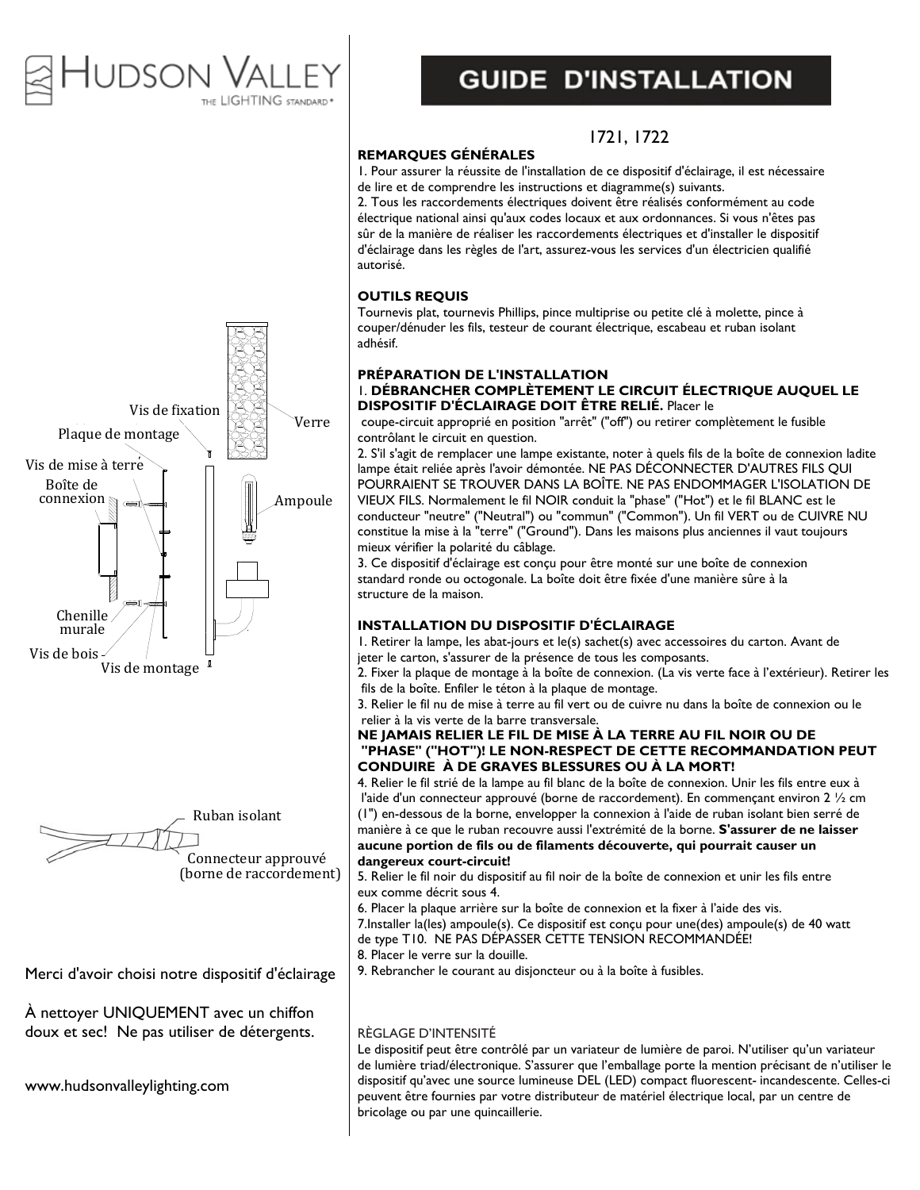HUDSON VALLEY
THE LIGHTING STANDARD®

# GUIDE D'INSTALLATION

1721, 1722

**REMARQUES GÉNÉRALES**

1. Pour assurer la réussite de l'installation de ce dispositif d'éclairage, il est nécessaire de lire et de comprendre les instructions et diagramme(s) suivants.
2. Tous les raccordements électriques doivent être réalisés conformément au code électrique national ainsi qu'aux codes locaux et aux ordonnances. Si vous n'êtes pas sûr de la manière de réaliser les raccordements électriques et d'installer le dispositif d'éclairage dans les règles de l'art, assurez-vous les services d'un électricien qualifié autorisé.

**OUTILS REQUIS**

Tournevis plat, tournevis Phillips, pince multiprise ou petite clé à molette, pince à couper/dénuder les fils, testeur de courant électrique, escabeau et ruban isolant adhésif.

**PRÉPARATION DE L'INSTALLATION**

1. **DÉBRANCHER COMPLÈTEMENT LE CIRCUIT ÉLECTRIQUE AUQUEL LE DISPOSITIF D'ÉCLAIRAGE DOIT ÊTRE RELIÉ.** Placer le coupe-circuit approprié en position "arrêt" ("off") ou retirer complètement le fusible contrôlant le circuit en question.
2. S'il s'agit de remplacer une lampe existante, noter à quels fils de la boîte de connexion ladite lampe était reliée après l'avoir démontée. NE PAS DÉCONNECTER D'AUTRES FILS QUI POURRAIENT SE TROUVER DANS LA BOÎTE. NE PAS ENDOMMAGER L'ISOLATION DE VIEUX FILS. Normalement le fil NOIR conduit la "phase" ("Hot") et le fil BLANC est le conducteur "neutre" ("Neutral") ou "commun" ("Common"). Un fil VERT ou de CUIVRE NU constitue la mise à la "terre" ("Ground"). Dans les maisons plus anciennes il vaut toujours mieux vérifier la polarité du câblage.
3. Ce dispositif d'éclairage est conçu pour être monté sur une boîte de connexion standard ronde ou octogonale. La boîte doit être fixée d'une manière sûre à la structure de la maison.

**INSTALLATION DU DISPOSITIF D'ÉCLAIRAGE**

1. Retirer la lampe, les abat-jours et le(s) sachet(s) avec accessoires du carton. Avant de jeter le carton, s'assurer de la présence de tous les composants.
2. Fixer la plaque de montage à la boîte de connexion. (La vis verte face à l'extérieur). Retirer les fils de la boîte. Enfiler le téton à la plaque de montage.
3. Relier le fil nu de mise à terre au fil vert ou de cuivre nu dans la boîte de connexion ou le relier à la vis verte de la barre transversale.

**NE JAMAIS RELIER LE FIL DE MISE À LA TERRE AU FIL NOIR OU DE "PHASE" ("HOT")! LE NON-RESPECT DE CETTE RECOMMANDATION PEUT CONDUIRE À DE GRAVES BLESSURES OU À LA MORT!**

4. Relier le fil strié de la lampe au fil blanc de la boîte de connexion. Unir les fils entre eux à l'aide d'un connecteur approuvé (borne de raccordement). En commençant environ 2 ½ cm (1") en-dessous de la borne, envelopper la connexion à l'aide de ruban isolant bien serré de manière à ce que le ruban recouvre aussi l'extrémité de la borne. **S'assurer de ne laisser aucune portion de fils ou de filaments découverte, qui pourrait causer un dangereux court-circuit!**
5. Relier le fil noir du dispositif au fil noir de la boîte de connexion et unir les fils entre eux comme décrit sous 4.
6. Placer la plaque arrière sur la boîte de connexion et la fixer à l'aide des vis.
7. Installer la(les) ampoule(s). Ce dispositif est conçu pour une(des) ampoule(s) de 40 watt de type T10. NE PAS DÉPASSER CETTE TENSION RECOMMANDÉE!
8. Placer le verre sur la douille.
9. Rebrancher le courant au disjoncteur ou à la boîte à fusibles.

Vis de fixation
Plaque de montage
Verre
Vis de mise à terre
Boîte de connexion
Ampoule
Chenille murale
Vis de bois
Vis de montage

Ruban isolant
Connecteur approuvé (borne de raccordement)

RÈGLAGE D'INTENSITÉ

Le dispositif peut être contrôlé par un variateur de lumière de paroi. N'utiliser qu'un variateur de lumière triad/électronique. S'assurer que l'emballage porte la mention précisant de n'utiliser le dispositif qu'avec une source lumineuse DEL (LED) compact fluorescent- incandescente. Celles-ci peuvent être fournies par votre distributeur de matériel électrique local, par un centre de bricolage ou par une quincaillerie.

Merci d'avoir choisi notre dispositif d'éclairage

À nettoyer UNIQUEMENT avec un chiffon doux et sec! Ne pas utiliser de détergents.

www.hudsonvalleylighting.com